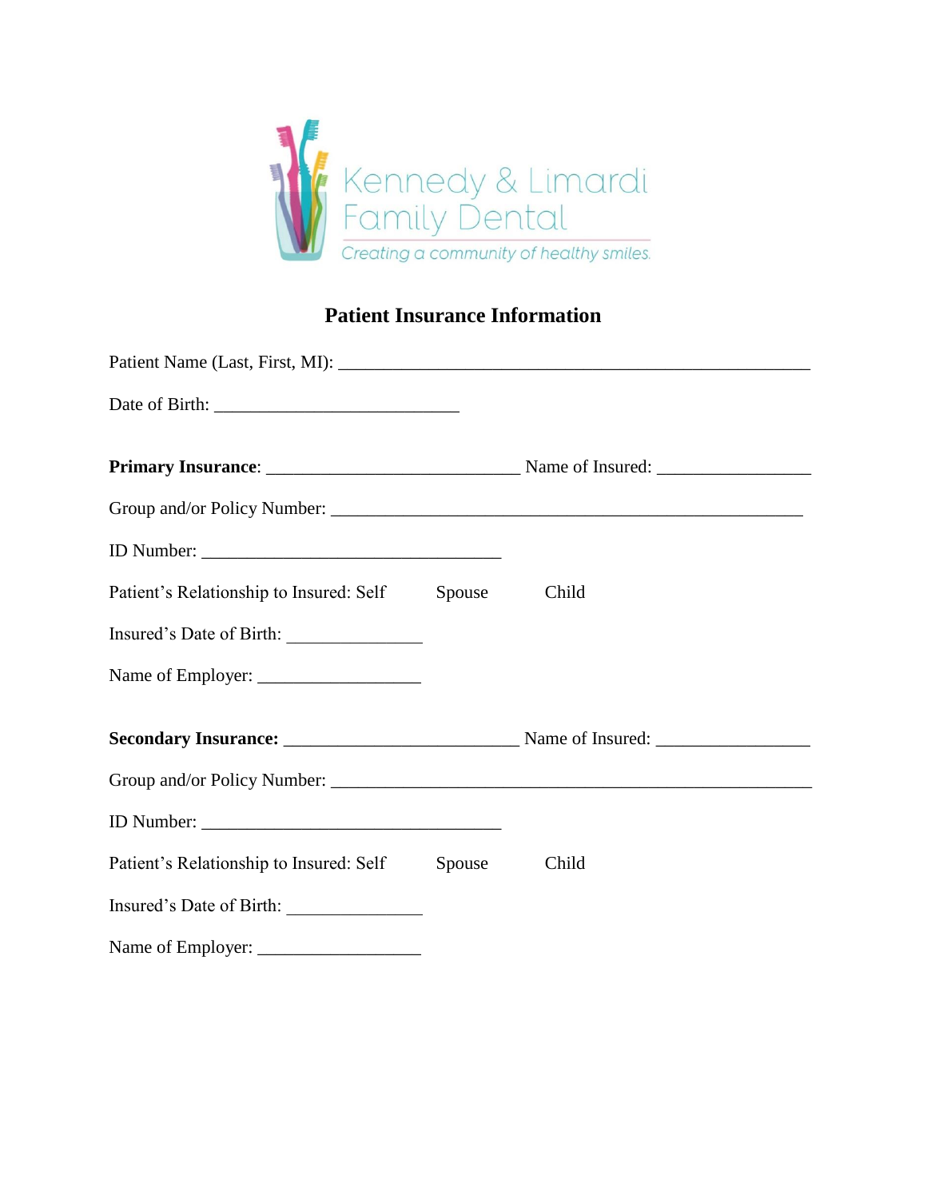Kennedy & Limardi Family Dental

*Creating a community of healthy smiles.*

# Patient Insurance Information

Patient Name (Last, First, MI): ______________________________________________________

Date of Birth: ____________________________

**Primary Insurance**: ____________________________ Name of Insured: _________________

Group and/or Policy Number: _____________________________________________________

ID Number: __________________________________

Patient's Relationship to Insured: Self Spouse Child

Insured's Date of Birth: _______________

Name of Employer: __________________

**Secondary Insurance:** __________________________ Name of Insured: _________________

Group and/or Policy Number: _____________________________________________________

ID Number: __________________________________

Patient's Relationship to Insured: Self Spouse Child

Insured's Date of Birth: _______________

Name of Employer: __________________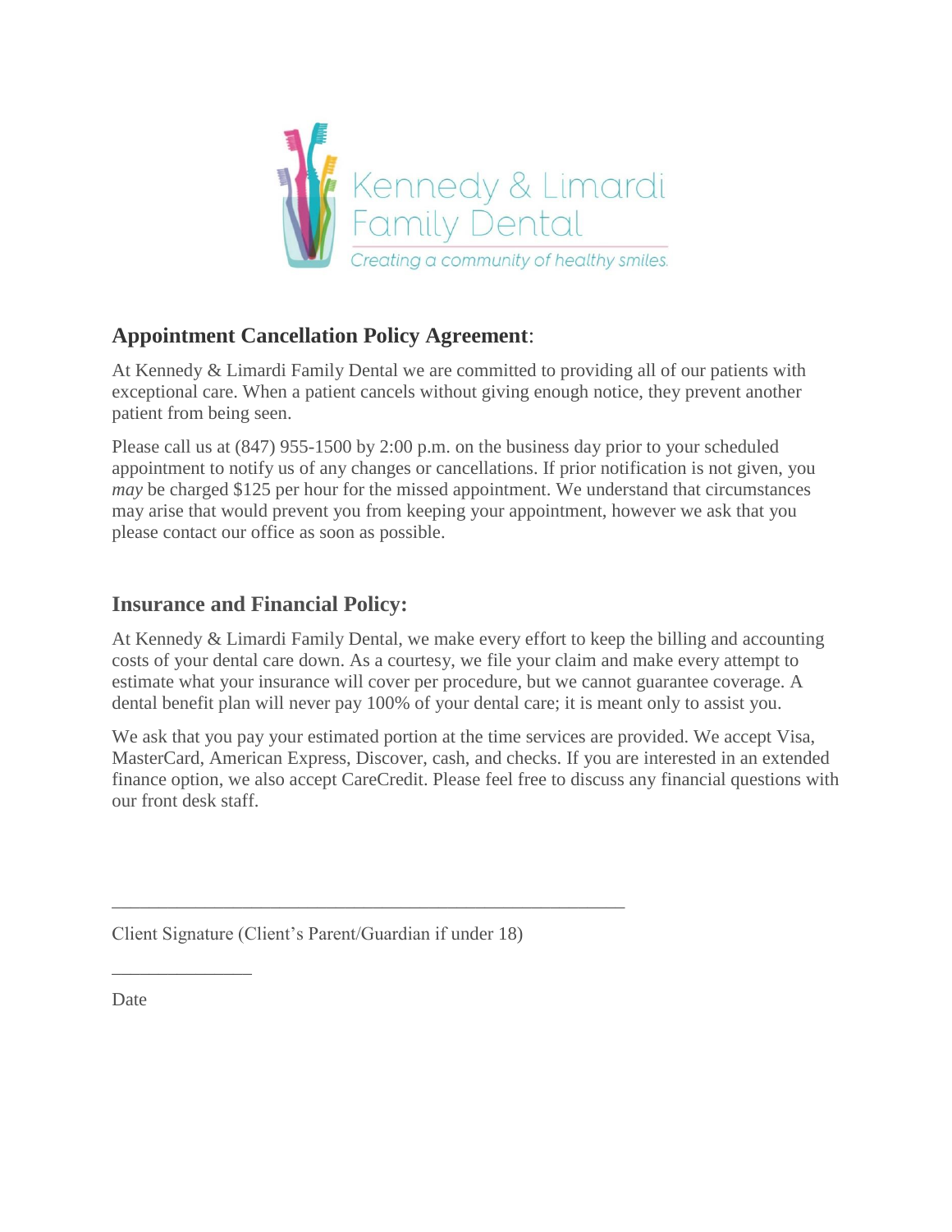Kennedy & Limardi Family Dental

*Creating a community of healthy smiles.*

## **Appointment Cancellation Policy Agreement**:

At Kennedy & Limardi Family Dental we are committed to providing all of our patients with exceptional care. When a patient cancels without giving enough notice, they prevent another patient from being seen.

Please call us at (847) 955-1500 by 2:00 p.m. on the business day prior to your scheduled appointment to notify us of any changes or cancellations. If prior notification is not given, you *may* be charged $125 per hour for the missed appointment. We understand that circumstances may arise that would prevent you from keeping your appointment, however we ask that you please contact our office as soon as possible.

## **Insurance and Financial Policy:**

At Kennedy & Limardi Family Dental, we make every effort to keep the billing and accounting costs of your dental care down. As a courtesy, we file your claim and make every attempt to estimate what your insurance will cover per procedure, but we cannot guarantee coverage. A dental benefit plan will never pay 100% of your dental care; it is meant only to assist you.

We ask that you pay your estimated portion at the time services are provided. We accept Visa, MasterCard, American Express, Discover, cash, and checks. If you are interested in an extended finance option, we also accept CareCredit. Please feel free to discuss any financial questions with our front desk staff.

\_\_\_\_\_\_\_\_\_\_\_\_\_\_\_\_\_\_\_\_\_\_\_\_\_\_\_\_\_\_\_\_\_\_\_\_\_\_\_\_\_\_\_\_\_\_\_\_\_\_\_\_

Client Signature (Client's Parent/Guardian if under 18)

\_\_\_\_\_\_\_\_\_\_\_\_\_\_\_

Date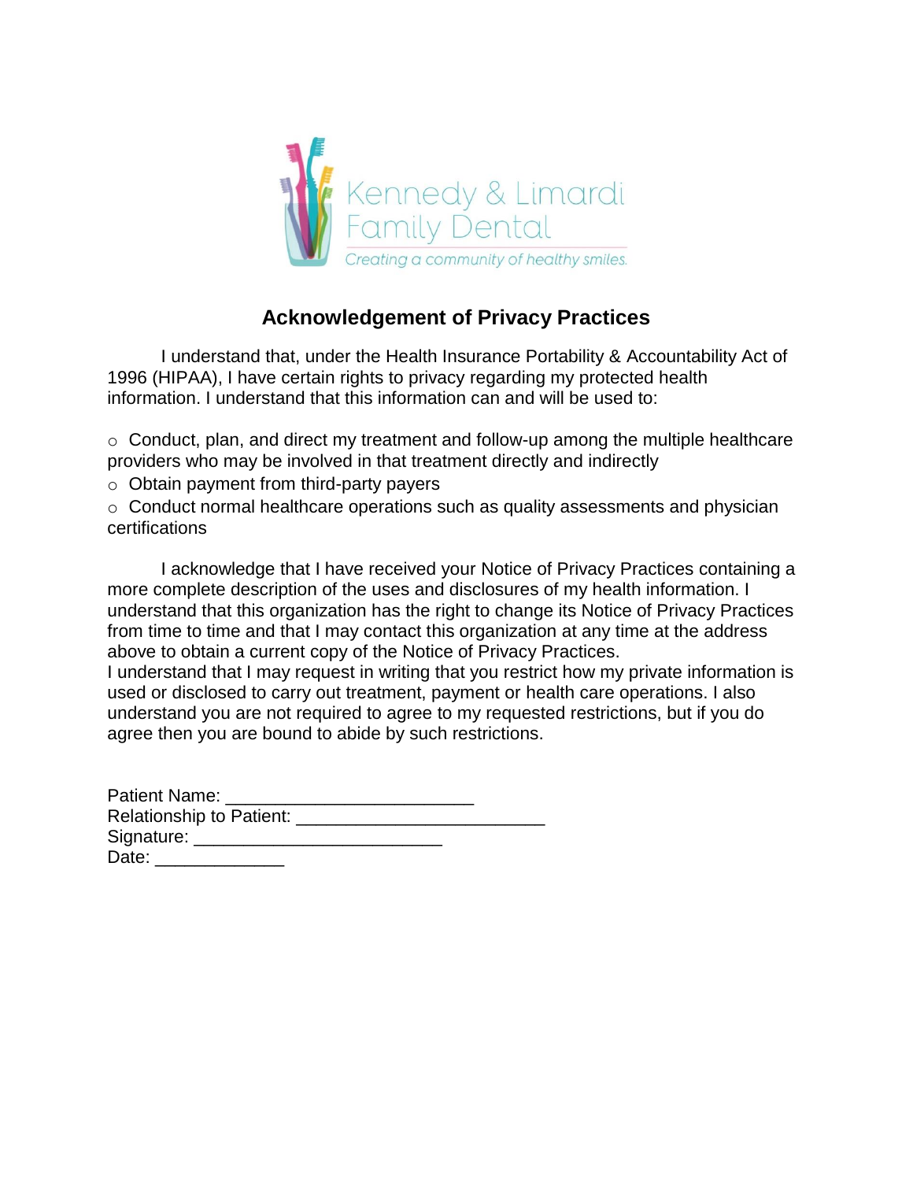Kennedy & Limardi Family Dental

*Creating a community of healthy smiles.*

## Acknowledgement of Privacy Practices

I understand that, under the Health Insurance Portability & Accountability Act of 1996 (HIPAA), I have certain rights to privacy regarding my protected health information. I understand that this information can and will be used to:

- Conduct, plan, and direct my treatment and follow-up among the multiple healthcare providers who may be involved in that treatment directly and indirectly
- Obtain payment from third-party payers
- Conduct normal healthcare operations such as quality assessments and physician certifications

I acknowledge that I have received your Notice of Privacy Practices containing a more complete description of the uses and disclosures of my health information. I understand that this organization has the right to change its Notice of Privacy Practices from time to time and that I may contact this organization at any time at the address above to obtain a current copy of the Notice of Privacy Practices.
I understand that I may request in writing that you restrict how my private information is used or disclosed to carry out treatment, payment or health care operations. I also understand you are not required to agree to my requested restrictions, but if you do agree then you are bound to abide by such restrictions.

Patient Name: _________________________
Relationship to Patient: _________________________
Signature: _________________________
Date: _____________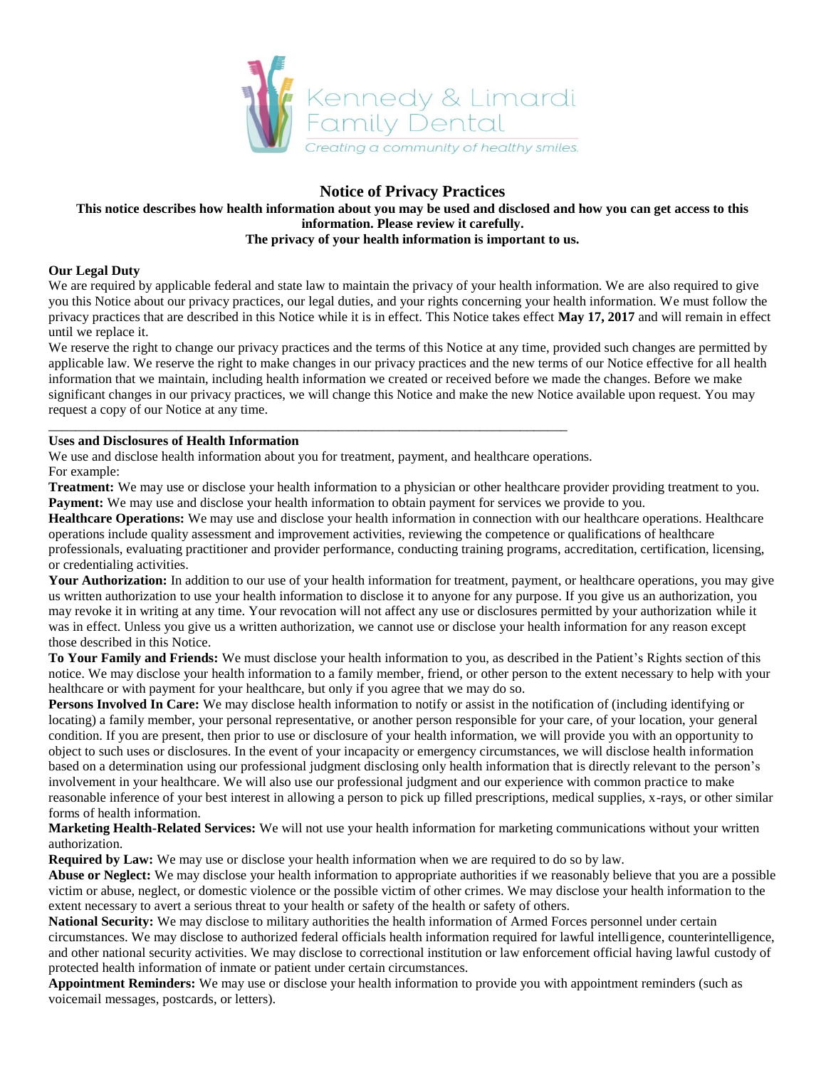Kennedy & Limardi Family Dental

*Creating a community of healthy smiles.*

# Notice of Privacy Practices

**This notice describes how health information about you may be used and disclosed and how you can get access to this information. Please review it carefully.**

**The privacy of your health information is important to us.**

**Our Legal Duty**

We are required by applicable federal and state law to maintain the privacy of your health information. We are also required to give you this Notice about our privacy practices, our legal duties, and your rights concerning your health information. We must follow the privacy practices that are described in this Notice while it is in effect. This Notice takes effect **May 17, 2017** and will remain in effect until we replace it.

We reserve the right to change our privacy practices and the terms of this Notice at any time, provided such changes are permitted by applicable law. We reserve the right to make changes in our privacy practices and the new terms of our Notice effective for all health information that we maintain, including health information we created or received before we made the changes. Before we make significant changes in our privacy practices, we will change this Notice and make the new Notice available upon request. You may request a copy of our Notice at any time.

---

**Uses and Disclosures of Health Information**

We use and disclose health information about you for treatment, payment, and healthcare operations.

For example:

**Treatment:** We may use or disclose your health information to a physician or other healthcare provider providing treatment to you.

**Payment:** We may use and disclose your health information to obtain payment for services we provide to you.

**Healthcare Operations:** We may use and disclose your health information in connection with our healthcare operations. Healthcare operations include quality assessment and improvement activities, reviewing the competence or qualifications of healthcare professionals, evaluating practitioner and provider performance, conducting training programs, accreditation, certification, licensing, or credentialing activities.

**Your Authorization:** In addition to our use of your health information for treatment, payment, or healthcare operations, you may give us written authorization to use your health information to disclose it to anyone for any purpose. If you give us an authorization, you may revoke it in writing at any time. Your revocation will not affect any use or disclosures permitted by your authorization while it was in effect. Unless you give us a written authorization, we cannot use or disclose your health information for any reason except those described in this Notice.

**To Your Family and Friends:** We must disclose your health information to you, as described in the Patient's Rights section of this notice. We may disclose your health information to a family member, friend, or other person to the extent necessary to help with your healthcare or with payment for your healthcare, but only if you agree that we may do so.

**Persons Involved In Care:** We may disclose health information to notify or assist in the notification of (including identifying or locating) a family member, your personal representative, or another person responsible for your care, of your location, your general condition. If you are present, then prior to use or disclosure of your health information, we will provide you with an opportunity to object to such uses or disclosures. In the event of your incapacity or emergency circumstances, we will disclose health information based on a determination using our professional judgment disclosing only health information that is directly relevant to the person's involvement in your healthcare. We will also use our professional judgment and our experience with common practice to make reasonable inference of your best interest in allowing a person to pick up filled prescriptions, medical supplies, x-rays, or other similar forms of health information.

**Marketing Health-Related Services:** We will not use your health information for marketing communications without your written authorization.

**Required by Law:** We may use or disclose your health information when we are required to do so by law.

**Abuse or Neglect:** We may disclose your health information to appropriate authorities if we reasonably believe that you are a possible victim or abuse, neglect, or domestic violence or the possible victim of other crimes. We may disclose your health information to the extent necessary to avert a serious threat to your health or safety of the health or safety of others.

**National Security:** We may disclose to military authorities the health information of Armed Forces personnel under certain circumstances. We may disclose to authorized federal officials health information required for lawful intelligence, counterintelligence, and other national security activities. We may disclose to correctional institution or law enforcement official having lawful custody of protected health information of inmate or patient under certain circumstances.

**Appointment Reminders:** We may use or disclose your health information to provide you with appointment reminders (such as voicemail messages, postcards, or letters).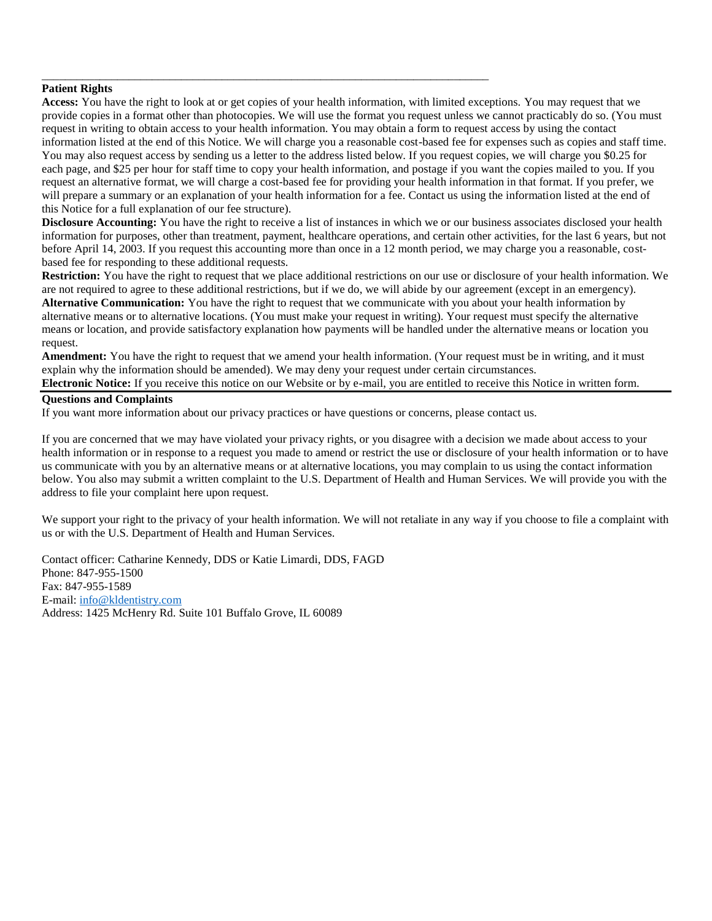## Patient Rights

**Access:** You have the right to look at or get copies of your health information, with limited exceptions. You may request that we provide copies in a format other than photocopies. We will use the format you request unless we cannot practicably do so. (You must request in writing to obtain access to your health information. You may obtain a form to request access by using the contact information listed at the end of this Notice. We will charge you a reasonable cost-based fee for expenses such as copies and staff time. You may also request access by sending us a letter to the address listed below. If you request copies, we will charge you $0.25 for each page, and $25 per hour for staff time to copy your health information, and postage if you want the copies mailed to you. If you request an alternative format, we will charge a cost-based fee for providing your health information in that format. If you prefer, we will prepare a summary or an explanation of your health information for a fee. Contact us using the information listed at the end of this Notice for a full explanation of our fee structure).

**Disclosure Accounting:** You have the right to receive a list of instances in which we or our business associates disclosed your health information for purposes, other than treatment, payment, healthcare operations, and certain other activities, for the last 6 years, but not before April 14, 2003. If you request this accounting more than once in a 12 month period, we may charge you a reasonable, cost-based fee for responding to these additional requests.

**Restriction:** You have the right to request that we place additional restrictions on our use or disclosure of your health information. We are not required to agree to these additional restrictions, but if we do, we will abide by our agreement (except in an emergency).

**Alternative Communication:** You have the right to request that we communicate with you about your health information by alternative means or to alternative locations. (You must make your request in writing). Your request must specify the alternative means or location, and provide satisfactory explanation how payments will be handled under the alternative means or location you request.

**Amendment:** You have the right to request that we amend your health information. (Your request must be in writing, and it must explain why the information should be amended). We may deny your request under certain circumstances.

**Electronic Notice:** If you receive this notice on our Website or by e-mail, you are entitled to receive this Notice in written form.

## Questions and Complaints

If you want more information about our privacy practices or have questions or concerns, please contact us.

If you are concerned that we may have violated your privacy rights, or you disagree with a decision we made about access to your health information or in response to a request you made to amend or restrict the use or disclosure of your health information or to have us communicate with you by an alternative means or at alternative locations, you may complain to us using the contact information below. You also may submit a written complaint to the U.S. Department of Health and Human Services. We will provide you with the address to file your complaint here upon request.

We support your right to the privacy of your health information. We will not retaliate in any way if you choose to file a complaint with us or with the U.S. Department of Health and Human Services.

Contact officer: Catharine Kennedy, DDS or Katie Limardi, DDS, FAGD
Phone: 847-955-1500
Fax: 847-955-1589
E-mail: info@kldentistry.com
Address: 1425 McHenry Rd. Suite 101 Buffalo Grove, IL 60089